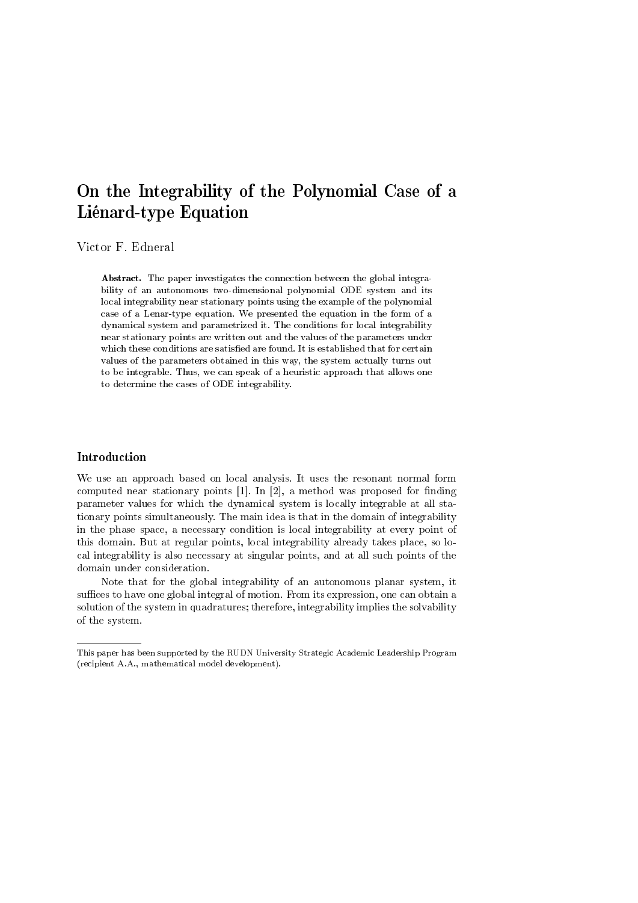# On the Integrability of the Polynomial Case of a Liénard-type Equation

Victor F. Edneral

**Abstract.** The paper investigates the connection between the global integrability of an autonomous two-dimensional polynomial ODE system and its local integrability near stationary points using the example of the polynomial case of a Lenar-type equation. We presented the equation in the form of a dynamical system and parametrized it. The conditions for local integrability near stationary points are written out and the values of the parameters under which these conditions are satisfied are found. It is established that for certain values of the parameters obtained in this way, the system actually turns out to be integrable. Thus, we can speak of a heuristic approach that allows one to determine the cases of ODE integrability.

## Introduction

We use an approach based on local analysis. It uses the resonant normal form computed near stationary points [1]. In [2], a method was proposed for finding parameter values for which the dynamical system is locally integrable at all stationary points simultaneously. The main idea is that in the domain of integrability in the phase space, a necessary condition is local integrability at every point of this domain. But at regular points, local integrability already takes place, so local integrability is also necessary at singular points, and at all such points of the domain under consideration.

Note that for the global integrability of an autonomous planar system, it suffices to have one global integral of motion. From its expression, one can obtain a solution of the system in quadratures; therefore, integrability implies the solvability of the system.

---

This paper has been supported by the RUDN University Strategic Academic Leadership Program (recipient A.A., mathematical model development).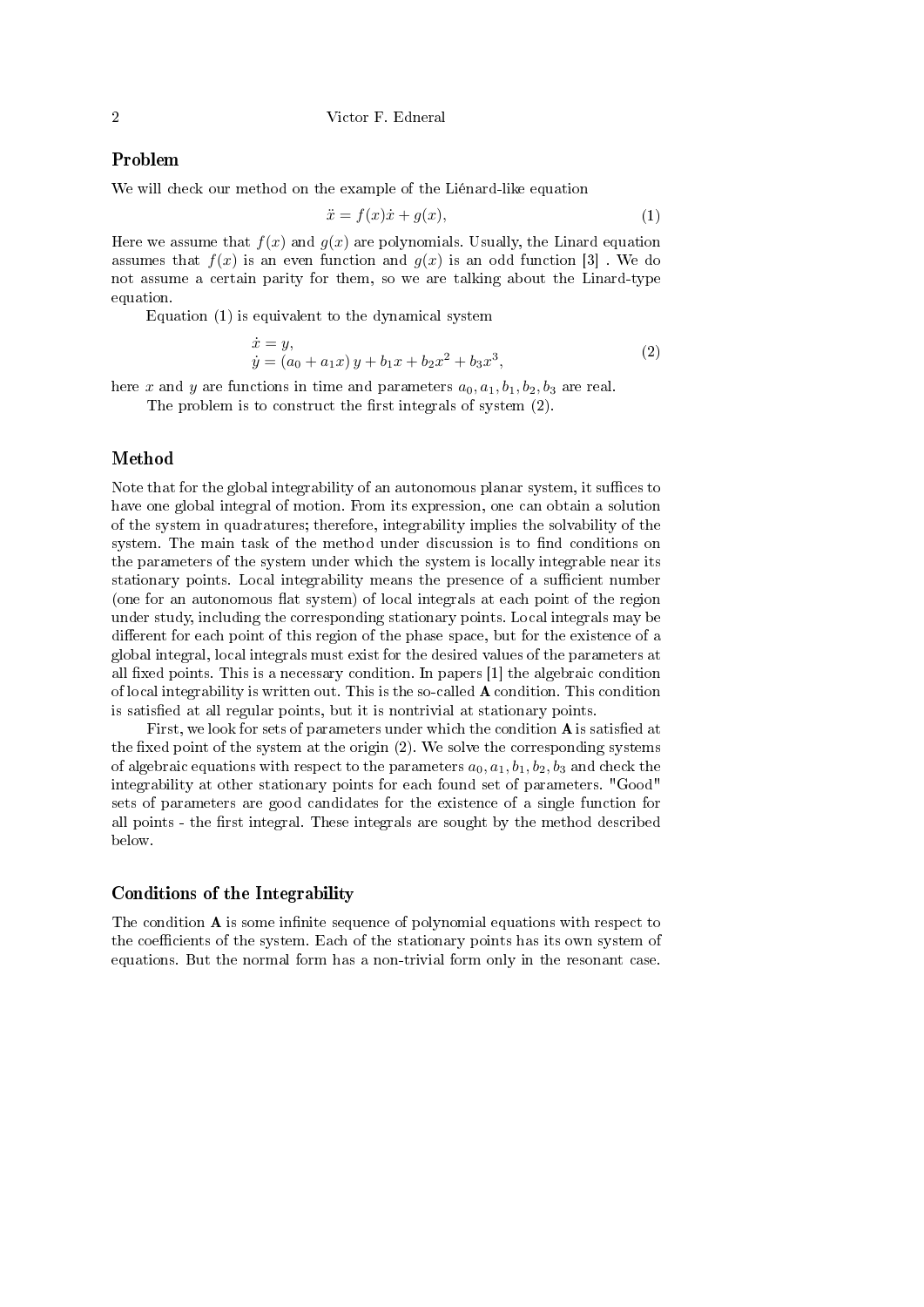## Problem

We will check our method on the example of the Liénard-like equation

$$\ddot{x} = f(x)\dot{x} + g(x), \tag{1}$$

Here we assume that $f(x)$ and $g(x)$ are polynomials. Usually, the Linard equation assumes that $f(x)$ is an even function and $g(x)$ is an odd function [3] . We do not assume a certain parity for them, so we are talking about the Linard-type equation.

Equation (1) is equivalent to the dynamical system

$$\begin{aligned} \dot{x} &= y, \\ \dot{y} &= (a_0 + a_1 x)\, y + b_1 x + b_2 x^2 + b_3 x^3, \end{aligned} \tag{2}$$

here $x$ and $y$ are functions in time and parameters $a_0, a_1, b_1, b_2, b_3$ are real.

The problem is to construct the first integrals of system (2).

## Method

Note that for the global integrability of an autonomous planar system, it suffices to have one global integral of motion. From its expression, one can obtain a solution of the system in quadratures; therefore, integrability implies the solvability of the system. The main task of the method under discussion is to find conditions on the parameters of the system under which the system is locally integrable near its stationary points. Local integrability means the presence of a sufficient number (one for an autonomous flat system) of local integrals at each point of the region under study, including the corresponding stationary points. Local integrals may be different for each point of this region of the phase space, but for the existence of a global integral, local integrals must exist for the desired values of the parameters at all fixed points. This is a necessary condition. In papers [1] the algebraic condition of local integrability is written out. This is the so-called **A** condition. This condition is satisfied at all regular points, but it is nontrivial at stationary points.

First, we look for sets of parameters under which the condition **A** is satisfied at the fixed point of the system at the origin (2). We solve the corresponding systems of algebraic equations with respect to the parameters $a_0, a_1, b_1, b_2, b_3$ and check the integrability at other stationary points for each found set of parameters. "Good" sets of parameters are good candidates for the existence of a single function for all points - the first integral. These integrals are sought by the method described below.

## Conditions of the Integrability

The condition **A** is some infinite sequence of polynomial equations with respect to the coefficients of the system. Each of the stationary points has its own system of equations. But the normal form has a non-trivial form only in the resonant case.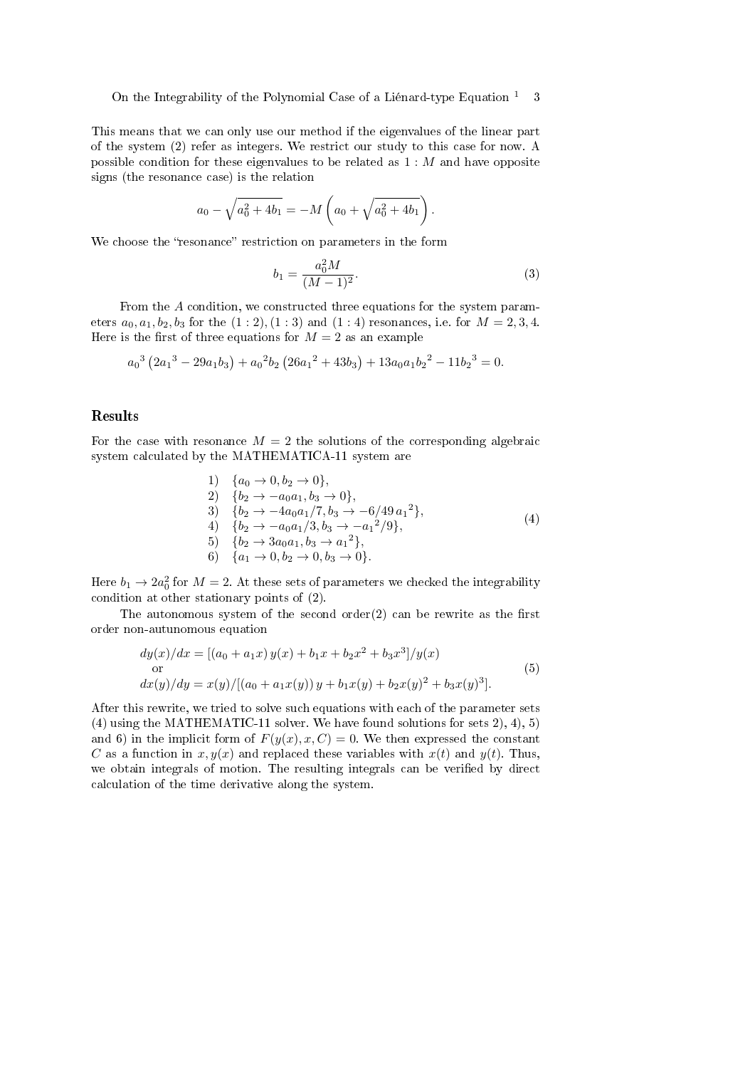This means that we can only use our method if the eigenvalues of the linear part of the system (2) refer as integers. We restrict our study to this case for now. A possible condition for these eigenvalues to be related as $1 : M$ and have opposite signs (the resonance case) is the relation

$$a_0 - \sqrt{a_0^2 + 4b_1} = -M\left(a_0 + \sqrt{a_0^2 + 4b_1}\right).$$

We choose the "resonance" restriction on parameters in the form

$$b_1 = \frac{a_0^2 M}{(M-1)^2}. \tag{3}$$

From the $A$ condition, we constructed three equations for the system parameters $a_0, a_1, b_2, b_3$ for the $(1:2), (1:3)$ and $(1:4)$ resonances, i.e. for $M = 2, 3, 4$. Here is the first of three equations for $M = 2$ as an example

$$a_0{}^3\left(2a_1{}^3 - 29a_1b_3\right) + a_0{}^2b_2\left(26a_1{}^2 + 43b_3\right) + 13a_0a_1b_2{}^2 - 11b_2{}^3 = 0.$$

## Results

For the case with resonance $M = 2$ the solutions of the corresponding algebraic system calculated by the MATHEMATICA-11 system are

$$\begin{array}{ll}
1) & \{a_0 \to 0, b_2 \to 0\}, \\
2) & \{b_2 \to -a_0a_1, b_3 \to 0\}, \\
3) & \{b_2 \to -4a_0a_1/7, b_3 \to -6/49\, a_1{}^2\}, \\
4) & \{b_2 \to -a_0a_1/3, b_3 \to -a_1{}^2/9\}, \\
5) & \{b_2 \to 3a_0a_1, b_3 \to a_1{}^2\}, \\
6) & \{a_1 \to 0, b_2 \to 0, b_3 \to 0\}.
\end{array} \tag{4}$$

Here $b_1 \to 2a_0^2$ for $M = 2$. At these sets of parameters we checked the integrability condition at other stationary points of (2).

The autonomous system of the second order(2) can be rewrite as the first order non-autunomous equation

$$\begin{array}{l}
dy(x)/dx = [(a_0 + a_1x)\, y(x) + b_1x + b_2x^2 + b_3x^3]/y(x) \\
\quad \text{or} \\
dx(y)/dy = x(y)/[(a_0 + a_1x(y))\, y + b_1x(y) + b_2x(y)^2 + b_3x(y)^3].
\end{array} \tag{5}$$

After this rewrite, we tried to solve such equations with each of the parameter sets (4) using the MATHEMATIC-11 solver. We have found solutions for sets 2), 4), 5) and 6) in the implicit form of $F(y(x), x, C) = 0$. We then expressed the constant $C$ as a function in $x, y(x)$ and replaced these variables with $x(t)$ and $y(t)$. Thus, we obtain integrals of motion. The resulting integrals can be verified by direct calculation of the time derivative along the system.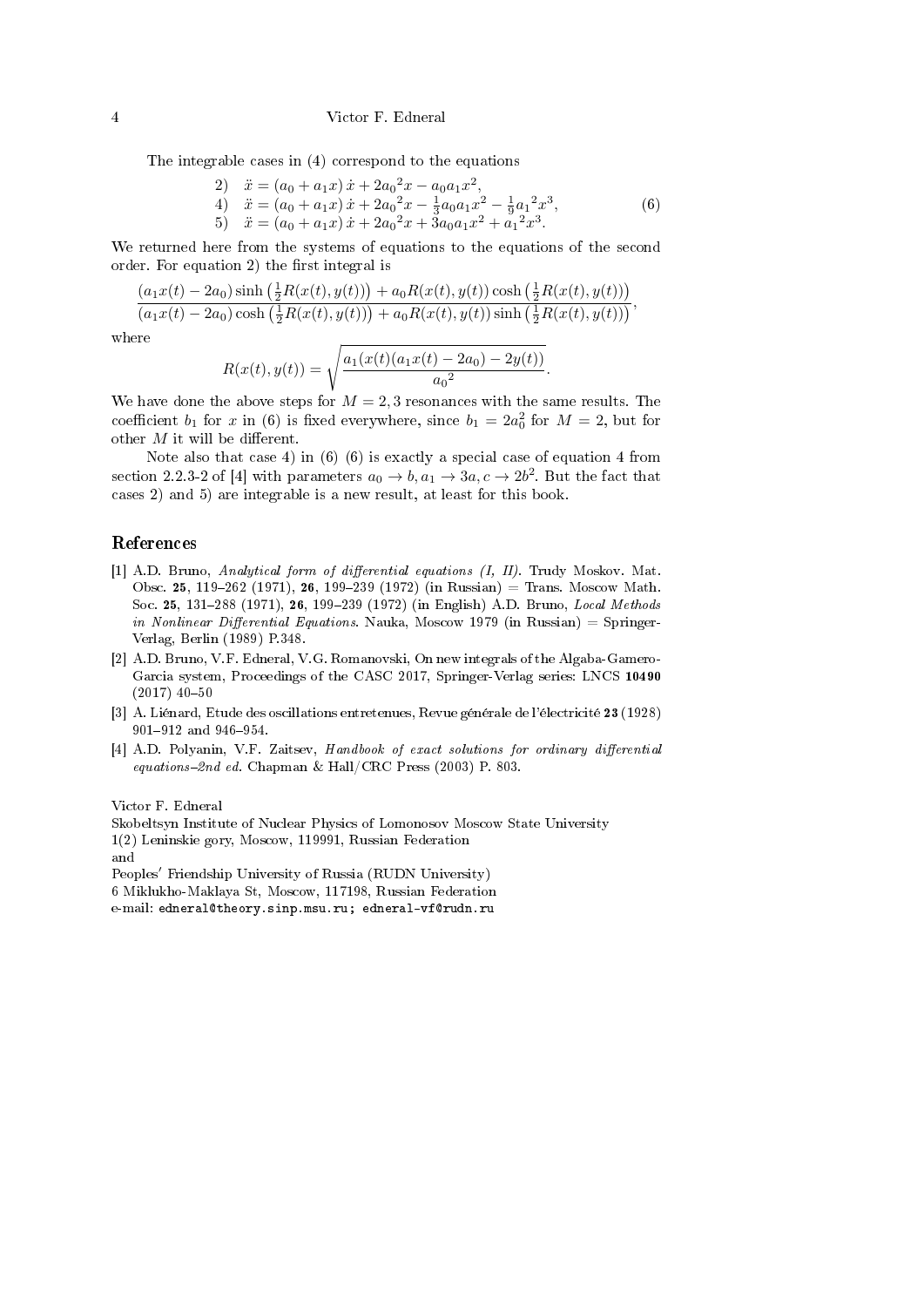The integrable cases in (4) correspond to the equations

$$
\begin{aligned}
&2) \quad \ddot{x} = (a_0 + a_1 x)\,\dot{x} + 2{a_0}^2 x - a_0 a_1 x^2, \\
&4) \quad \ddot{x} = (a_0 + a_1 x)\,\dot{x} + 2{a_0}^2 x - \tfrac{1}{3} a_0 a_1 x^2 - \tfrac{1}{9}{a_1}^2 x^3, \\
&5) \quad \ddot{x} = (a_0 + a_1 x)\,\dot{x} + 2{a_0}^2 x + 3 a_0 a_1 x^2 + {a_1}^2 x^3.
\end{aligned}
\tag{6}
$$

We returned here from the systems of equations to the equations of the second order. For equation 2) the first integral is

$$
\frac{(a_1 x(t) - 2a_0)\sinh\left(\frac{1}{2}R(x(t),y(t))\right) + a_0 R(x(t),y(t))\cosh\left(\frac{1}{2}R(x(t),y(t))\right)}{(a_1 x(t) - 2a_0)\cosh\left(\frac{1}{2}R(x(t),y(t))\right) + a_0 R(x(t),y(t))\sinh\left(\frac{1}{2}R(x(t),y(t))\right)},
$$

where

$$
R(x(t),y(t)) = \sqrt{\frac{a_1(x(t)(a_1 x(t) - 2a_0) - 2y(t))}{{a_0}^2}}.
$$

We have done the above steps for $M = 2, 3$ resonances with the same results. The coefficient $b_1$ for $x$ in (6) is fixed everywhere, since $b_1 = 2a_0^2$ for $M = 2$, but for other $M$ it will be different.

Note also that case 4) in (6) (6) is exactly a special case of equation 4 from section 2.2.3-2 of [4] with parameters $a_0 \to b, a_1 \to 3a, c \to 2b^2$. But the fact that cases 2) and 5) are integrable is a new result, at least for this book.

## References

[1] A.D. Bruno, *Analytical form of differential equations (I, II)*. Trudy Moskov. Mat. Obsc. **25**, 119–262 (1971), **26**, 199–239 (1972) (in Russian) = Trans. Moscow Math. Soc. **25**, 131–288 (1971), **26**, 199–239 (1972) (in English) A.D. Bruno, *Local Methods in Nonlinear Differential Equations*. Nauka, Moscow 1979 (in Russian) = Springer-Verlag, Berlin (1989) P.348.

[2] A.D. Bruno, V.F. Edneral, V.G. Romanovski, On new integrals of the Algaba-Gamero-Garcia system, Proceedings of the CASC 2017, Springer-Verlag series: LNCS **10490** (2017) 40–50

[3] A. Liénard, Etude des oscillations entretenues, Revue générale de l'électricité **23** (1928) 901–912 and 946–954.

[4] A.D. Polyanin, V.F. Zaitsev, *Handbook of exact solutions for ordinary differential equations–2nd ed.* Chapman & Hall/CRC Press (2003) P. 803.

Victor F. Edneral
Skobeltsyn Institute of Nuclear Physics of Lomonosov Moscow State University
1(2) Leninskie gory, Moscow, 119991, Russian Federation
and
Peoples′ Friendship University of Russia (RUDN University)
6 Miklukho-Maklaya St, Moscow, 117198, Russian Federation
e-mail: `edneral@theory.sinp.msu.ru; edneral-vf@rudn.ru`